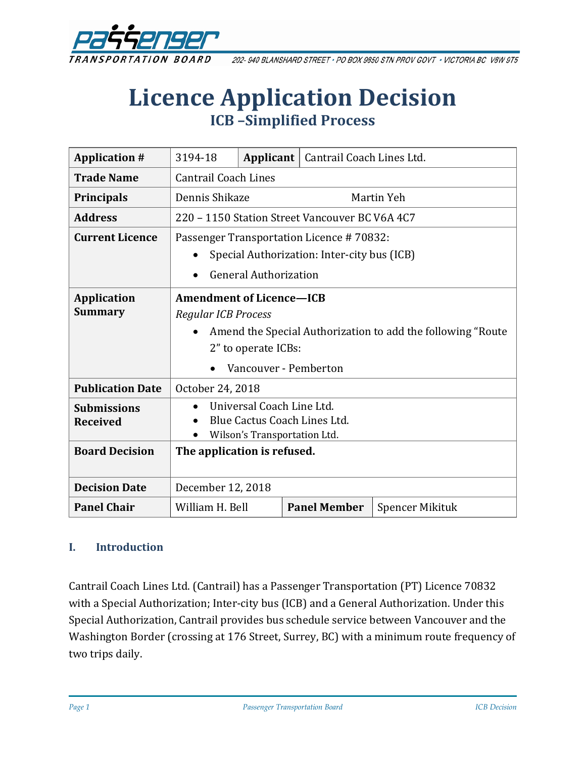Passenger Transportation Board

202- 940 BLANSHARD STREET • PO BOX 9850 STN PROV GOVT • VICTORIA BC V8W 9T5

# Licence Application Decision

## ICB –Simplified Process

| | | | |
|---|---|---|---|
| **Application #** | 3194-18 | **Applicant** | Cantrail Coach Lines Ltd. |
| **Trade Name** | Cantrail Coach Lines | | |
| **Principals** | Dennis Shikaze          Martin Yeh | | |
| **Address** | 220 – 1150 Station Street Vancouver BC V6A 4C7 | | |
| **Current Licence** | Passenger Transportation Licence # 70832:<br>• Special Authorization: Inter-city bus (ICB)<br>• General Authorization | | |
| **Application Summary** | **Amendment of Licence—ICB**<br>*Regular ICB Process*<br>• Amend the Special Authorization to add the following "Route 2" to operate ICBs:<br>  • Vancouver - Pemberton | | |
| **Publication Date** | October 24, 2018 | | |
| **Submissions Received** | • Universal Coach Line Ltd.<br>• Blue Cactus Coach Lines Ltd.<br>• Wilson's Transportation Ltd. | | |
| **Board Decision** | **The application is refused.** | | |
| **Decision Date** | December 12, 2018 | | |
| **Panel Chair** | William H. Bell | **Panel Member** | Spencer Mikituk |

### I. Introduction

Cantrail Coach Lines Ltd. (Cantrail) has a Passenger Transportation (PT) Licence 70832 with a Special Authorization; Inter-city bus (ICB) and a General Authorization. Under this Special Authorization, Cantrail provides bus schedule service between Vancouver and the Washington Border (crossing at 176 Street, Surrey, BC) with a minimum route frequency of two trips daily.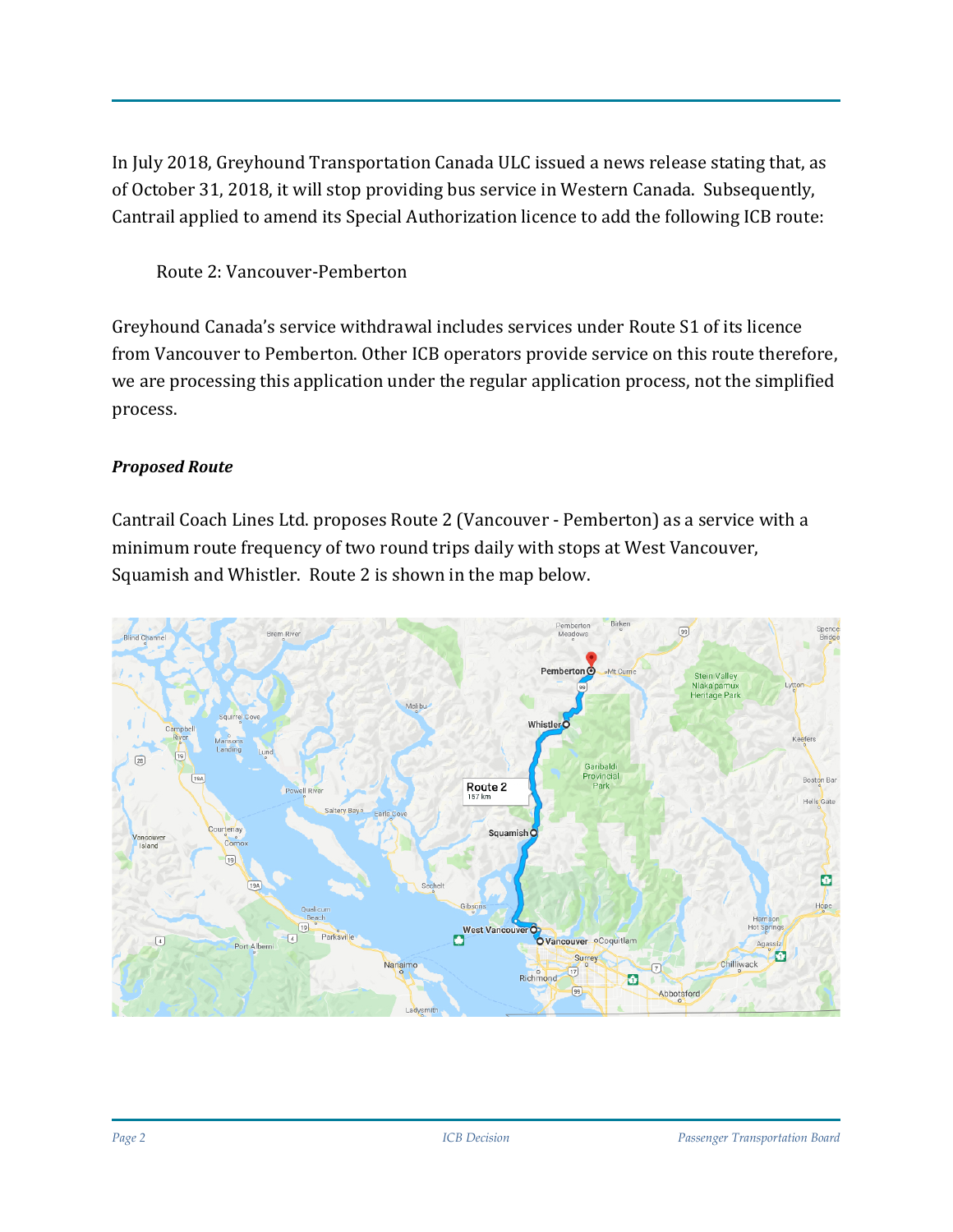In July 2018, Greyhound Transportation Canada ULC issued a news release stating that, as of October 31, 2018, it will stop providing bus service in Western Canada. Subsequently, Cantrail applied to amend its Special Authorization licence to add the following ICB route:

> Route 2: Vancouver-Pemberton

Greyhound Canada's service withdrawal includes services under Route S1 of its licence from Vancouver to Pemberton. Other ICB operators provide service on this route therefore, we are processing this application under the regular application process, not the simplified process.

***Proposed Route***

Cantrail Coach Lines Ltd. proposes Route 2 (Vancouver - Pemberton) as a service with a minimum route frequency of two round trips daily with stops at West Vancouver, Squamish and Whistler. Route 2 is shown in the map below.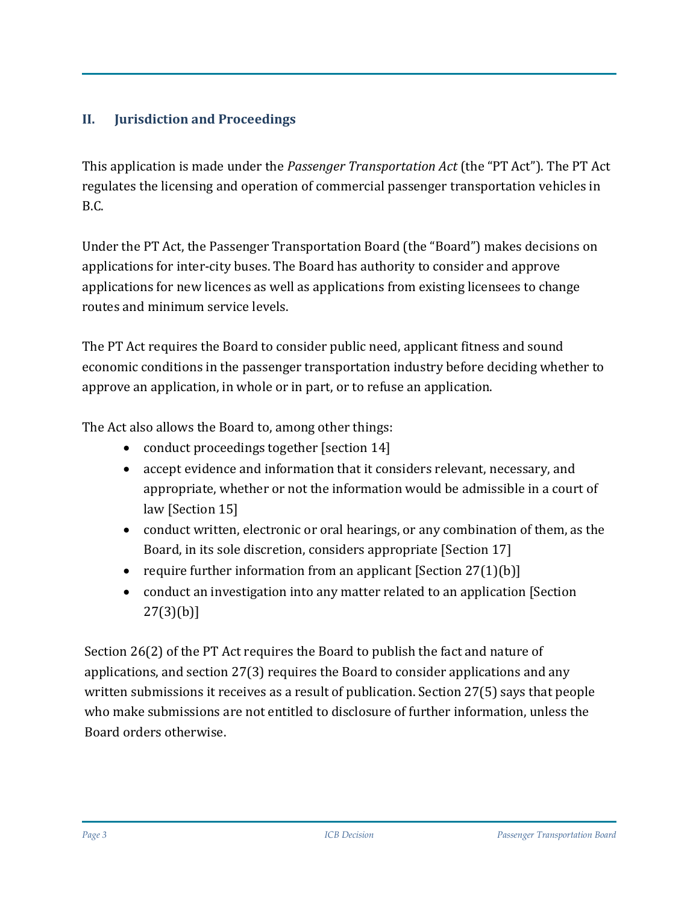## II. Jurisdiction and Proceedings

This application is made under the *Passenger Transportation Act* (the "PT Act"). The PT Act regulates the licensing and operation of commercial passenger transportation vehicles in B.C.

Under the PT Act, the Passenger Transportation Board (the "Board") makes decisions on applications for inter-city buses. The Board has authority to consider and approve applications for new licences as well as applications from existing licensees to change routes and minimum service levels.

The PT Act requires the Board to consider public need, applicant fitness and sound economic conditions in the passenger transportation industry before deciding whether to approve an application, in whole or in part, or to refuse an application.

The Act also allows the Board to, among other things:

- conduct proceedings together [section 14]
- accept evidence and information that it considers relevant, necessary, and appropriate, whether or not the information would be admissible in a court of law [Section 15]
- conduct written, electronic or oral hearings, or any combination of them, as the Board, in its sole discretion, considers appropriate [Section 17]
- require further information from an applicant [Section 27(1)(b)]
- conduct an investigation into any matter related to an application [Section 27(3)(b)]

Section 26(2) of the PT Act requires the Board to publish the fact and nature of applications, and section 27(3) requires the Board to consider applications and any written submissions it receives as a result of publication. Section 27(5) says that people who make submissions are not entitled to disclosure of further information, unless the Board orders otherwise.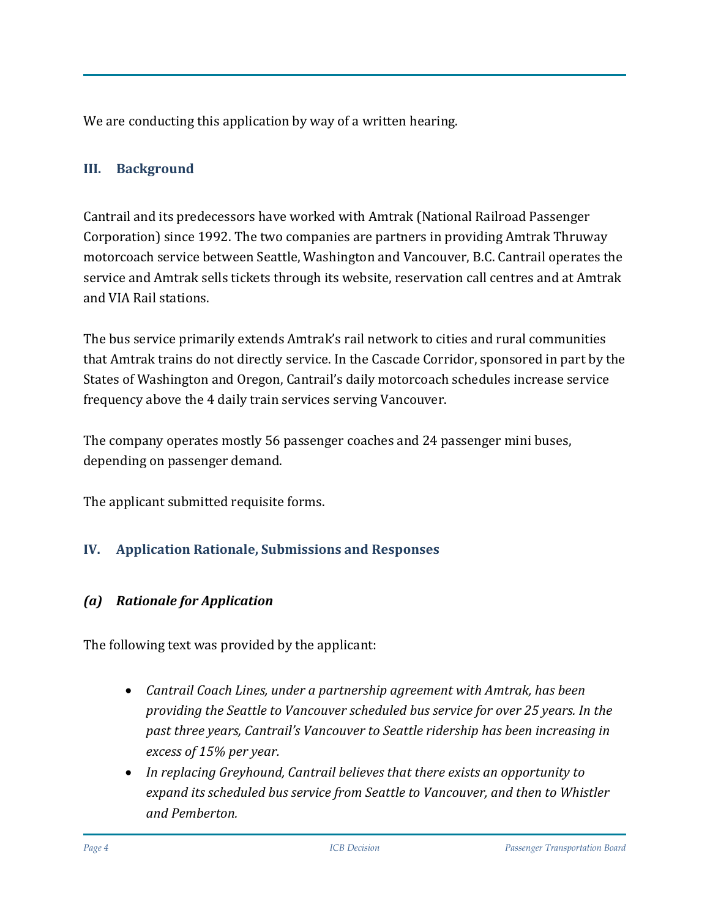We are conducting this application by way of a written hearing.

## III. Background

Cantrail and its predecessors have worked with Amtrak (National Railroad Passenger Corporation) since 1992. The two companies are partners in providing Amtrak Thruway motorcoach service between Seattle, Washington and Vancouver, B.C. Cantrail operates the service and Amtrak sells tickets through its website, reservation call centres and at Amtrak and VIA Rail stations.

The bus service primarily extends Amtrak's rail network to cities and rural communities that Amtrak trains do not directly service. In the Cascade Corridor, sponsored in part by the States of Washington and Oregon, Cantrail's daily motorcoach schedules increase service frequency above the 4 daily train services serving Vancouver.

The company operates mostly 56 passenger coaches and 24 passenger mini buses, depending on passenger demand.

The applicant submitted requisite forms.

## IV. Application Rationale, Submissions and Responses

### *(a) Rationale for Application*

The following text was provided by the applicant:

- *Cantrail Coach Lines, under a partnership agreement with Amtrak, has been providing the Seattle to Vancouver scheduled bus service for over 25 years. In the past three years, Cantrail's Vancouver to Seattle ridership has been increasing in excess of 15% per year.*
- *In replacing Greyhound, Cantrail believes that there exists an opportunity to expand its scheduled bus service from Seattle to Vancouver, and then to Whistler and Pemberton.*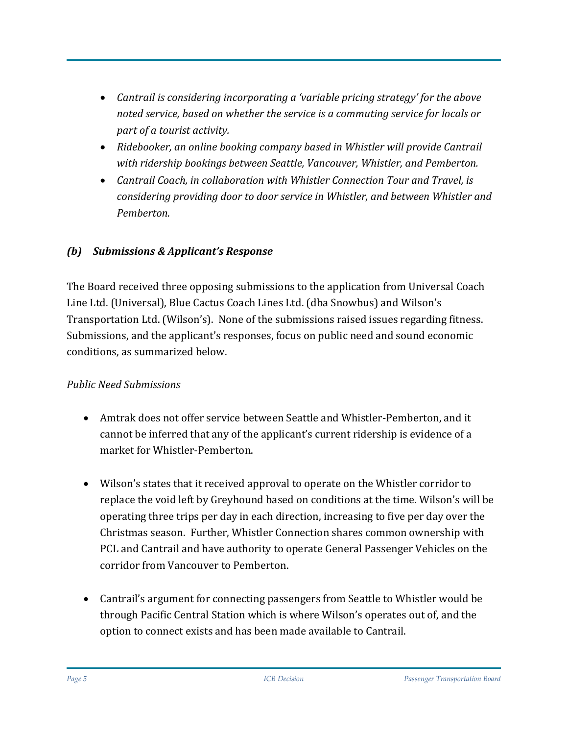- *Cantrail is considering incorporating a 'variable pricing strategy' for the above noted service, based on whether the service is a commuting service for locals or part of a tourist activity.*
- *Ridebooker, an online booking company based in Whistler will provide Cantrail with ridership bookings between Seattle, Vancouver, Whistler, and Pemberton.*
- *Cantrail Coach, in collaboration with Whistler Connection Tour and Travel, is considering providing door to door service in Whistler, and between Whistler and Pemberton.*

### *(b) Submissions & Applicant's Response*

The Board received three opposing submissions to the application from Universal Coach Line Ltd. (Universal), Blue Cactus Coach Lines Ltd. (dba Snowbus) and Wilson's Transportation Ltd. (Wilson's). None of the submissions raised issues regarding fitness. Submissions, and the applicant's responses, focus on public need and sound economic conditions, as summarized below.

*Public Need Submissions*

- Amtrak does not offer service between Seattle and Whistler-Pemberton, and it cannot be inferred that any of the applicant's current ridership is evidence of a market for Whistler-Pemberton.

- Wilson's states that it received approval to operate on the Whistler corridor to replace the void left by Greyhound based on conditions at the time. Wilson's will be operating three trips per day in each direction, increasing to five per day over the Christmas season. Further, Whistler Connection shares common ownership with PCL and Cantrail and have authority to operate General Passenger Vehicles on the corridor from Vancouver to Pemberton.

- Cantrail's argument for connecting passengers from Seattle to Whistler would be through Pacific Central Station which is where Wilson's operates out of, and the option to connect exists and has been made available to Cantrail.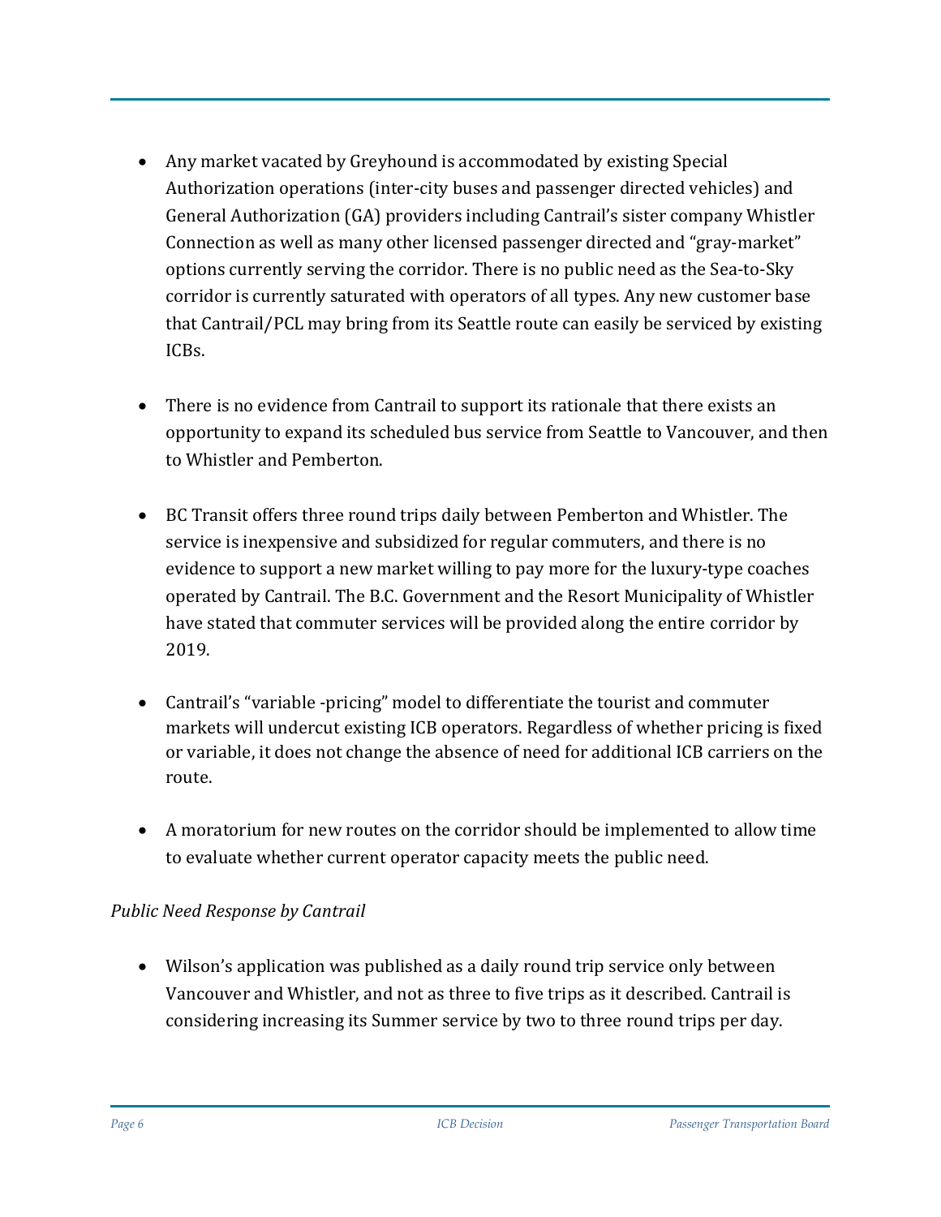- Any market vacated by Greyhound is accommodated by existing Special Authorization operations (inter-city buses and passenger directed vehicles) and General Authorization (GA) providers including Cantrail's sister company Whistler Connection as well as many other licensed passenger directed and "gray-market" options currently serving the corridor. There is no public need as the Sea-to-Sky corridor is currently saturated with operators of all types. Any new customer base that Cantrail/PCL may bring from its Seattle route can easily be serviced by existing ICBs.

- There is no evidence from Cantrail to support its rationale that there exists an opportunity to expand its scheduled bus service from Seattle to Vancouver, and then to Whistler and Pemberton.

- BC Transit offers three round trips daily between Pemberton and Whistler. The service is inexpensive and subsidized for regular commuters, and there is no evidence to support a new market willing to pay more for the luxury-type coaches operated by Cantrail. The B.C. Government and the Resort Municipality of Whistler have stated that commuter services will be provided along the entire corridor by 2019.

- Cantrail's "variable -pricing" model to differentiate the tourist and commuter markets will undercut existing ICB operators. Regardless of whether pricing is fixed or variable, it does not change the absence of need for additional ICB carriers on the route.

- A moratorium for new routes on the corridor should be implemented to allow time to evaluate whether current operator capacity meets the public need.

*Public Need Response by Cantrail*

- Wilson's application was published as a daily round trip service only between Vancouver and Whistler, and not as three to five trips as it described. Cantrail is considering increasing its Summer service by two to three round trips per day.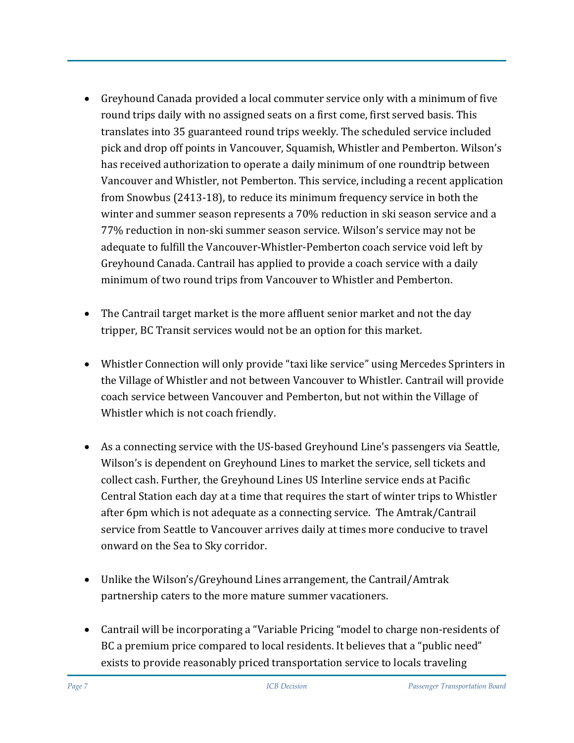- Greyhound Canada provided a local commuter service only with a minimum of five round trips daily with no assigned seats on a first come, first served basis. This translates into 35 guaranteed round trips weekly. The scheduled service included pick and drop off points in Vancouver, Squamish, Whistler and Pemberton. Wilson's has received authorization to operate a daily minimum of one roundtrip between Vancouver and Whistler, not Pemberton. This service, including a recent application from Snowbus (2413-18), to reduce its minimum frequency service in both the winter and summer season represents a 70% reduction in ski season service and a 77% reduction in non-ski summer season service. Wilson's service may not be adequate to fulfill the Vancouver-Whistler-Pemberton coach service void left by Greyhound Canada. Cantrail has applied to provide a coach service with a daily minimum of two round trips from Vancouver to Whistler and Pemberton.

- The Cantrail target market is the more affluent senior market and not the day tripper, BC Transit services would not be an option for this market.

- Whistler Connection will only provide "taxi like service" using Mercedes Sprinters in the Village of Whistler and not between Vancouver to Whistler. Cantrail will provide coach service between Vancouver and Pemberton, but not within the Village of Whistler which is not coach friendly.

- As a connecting service with the US-based Greyhound Line's passengers via Seattle, Wilson's is dependent on Greyhound Lines to market the service, sell tickets and collect cash. Further, the Greyhound Lines US Interline service ends at Pacific Central Station each day at a time that requires the start of winter trips to Whistler after 6pm which is not adequate as a connecting service. The Amtrak/Cantrail service from Seattle to Vancouver arrives daily at times more conducive to travel onward on the Sea to Sky corridor.

- Unlike the Wilson's/Greyhound Lines arrangement, the Cantrail/Amtrak partnership caters to the more mature summer vacationers.

- Cantrail will be incorporating a "Variable Pricing "model to charge non-residents of BC a premium price compared to local residents. It believes that a "public need" exists to provide reasonably priced transportation service to locals traveling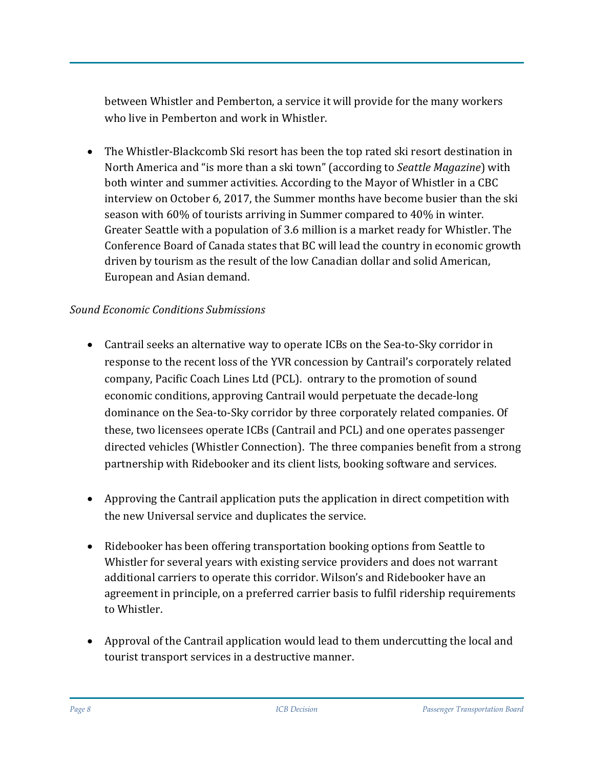between Whistler and Pemberton, a service it will provide for the many workers who live in Pemberton and work in Whistler.

- The Whistler-Blackcomb Ski resort has been the top rated ski resort destination in North America and "is more than a ski town" (according to *Seattle Magazine*) with both winter and summer activities. According to the Mayor of Whistler in a CBC interview on October 6, 2017, the Summer months have become busier than the ski season with 60% of tourists arriving in Summer compared to 40% in winter. Greater Seattle with a population of 3.6 million is a market ready for Whistler. The Conference Board of Canada states that BC will lead the country in economic growth driven by tourism as the result of the low Canadian dollar and solid American, European and Asian demand.

*Sound Economic Conditions Submissions*

- Cantrail seeks an alternative way to operate ICBs on the Sea-to-Sky corridor in response to the recent loss of the YVR concession by Cantrail's corporately related company, Pacific Coach Lines Ltd (PCL). ontrary to the promotion of sound economic conditions, approving Cantrail would perpetuate the decade-long dominance on the Sea-to-Sky corridor by three corporately related companies. Of these, two licensees operate ICBs (Cantrail and PCL) and one operates passenger directed vehicles (Whistler Connection). The three companies benefit from a strong partnership with Ridebooker and its client lists, booking software and services.

- Approving the Cantrail application puts the application in direct competition with the new Universal service and duplicates the service.

- Ridebooker has been offering transportation booking options from Seattle to Whistler for several years with existing service providers and does not warrant additional carriers to operate this corridor. Wilson's and Ridebooker have an agreement in principle, on a preferred carrier basis to fulfil ridership requirements to Whistler.

- Approval of the Cantrail application would lead to them undercutting the local and tourist transport services in a destructive manner.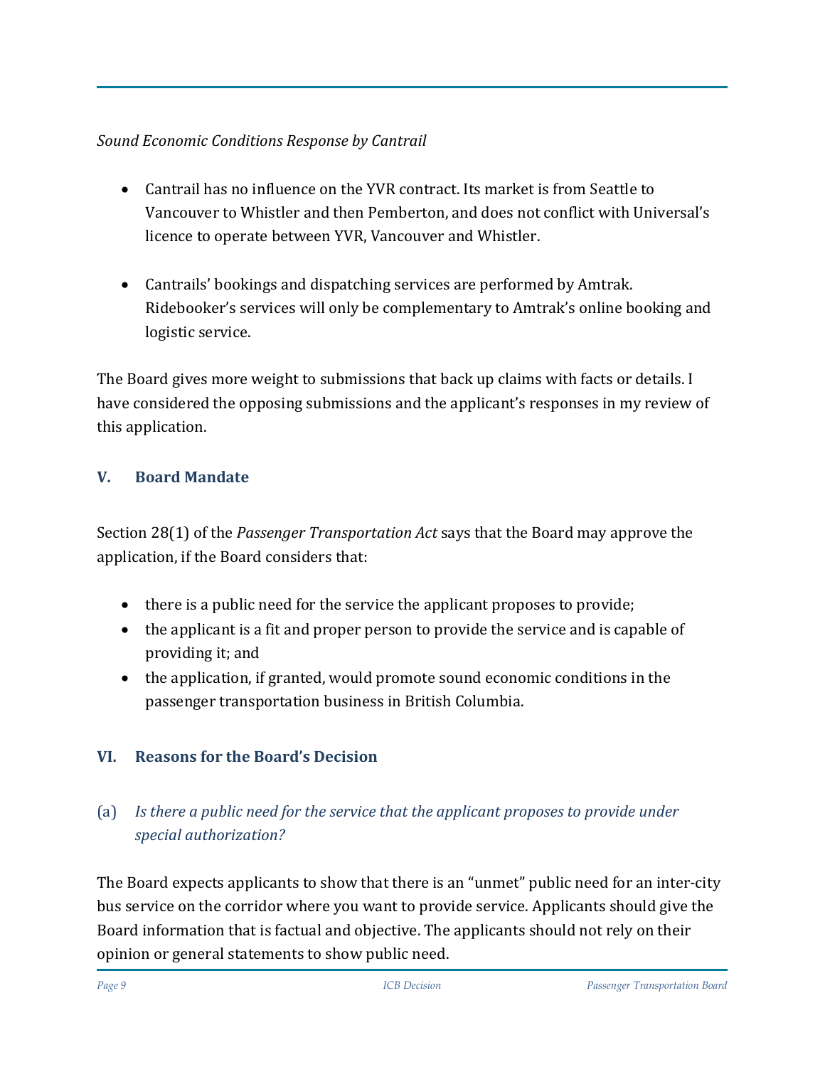*Sound Economic Conditions Response by Cantrail*

- Cantrail has no influence on the YVR contract. Its market is from Seattle to Vancouver to Whistler and then Pemberton, and does not conflict with Universal's licence to operate between YVR, Vancouver and Whistler.

- Cantrails' bookings and dispatching services are performed by Amtrak. Ridebooker's services will only be complementary to Amtrak's online booking and logistic service.

The Board gives more weight to submissions that back up claims with facts or details. I have considered the opposing submissions and the applicant's responses in my review of this application.

## V. Board Mandate

Section 28(1) of the *Passenger Transportation Act* says that the Board may approve the application, if the Board considers that:

- there is a public need for the service the applicant proposes to provide;
- the applicant is a fit and proper person to provide the service and is capable of providing it; and
- the application, if granted, would promote sound economic conditions in the passenger transportation business in British Columbia.

## VI. Reasons for the Board's Decision

### (a) *Is there a public need for the service that the applicant proposes to provide under special authorization?*

The Board expects applicants to show that there is an "unmet" public need for an inter-city bus service on the corridor where you want to provide service. Applicants should give the Board information that is factual and objective. The applicants should not rely on their opinion or general statements to show public need.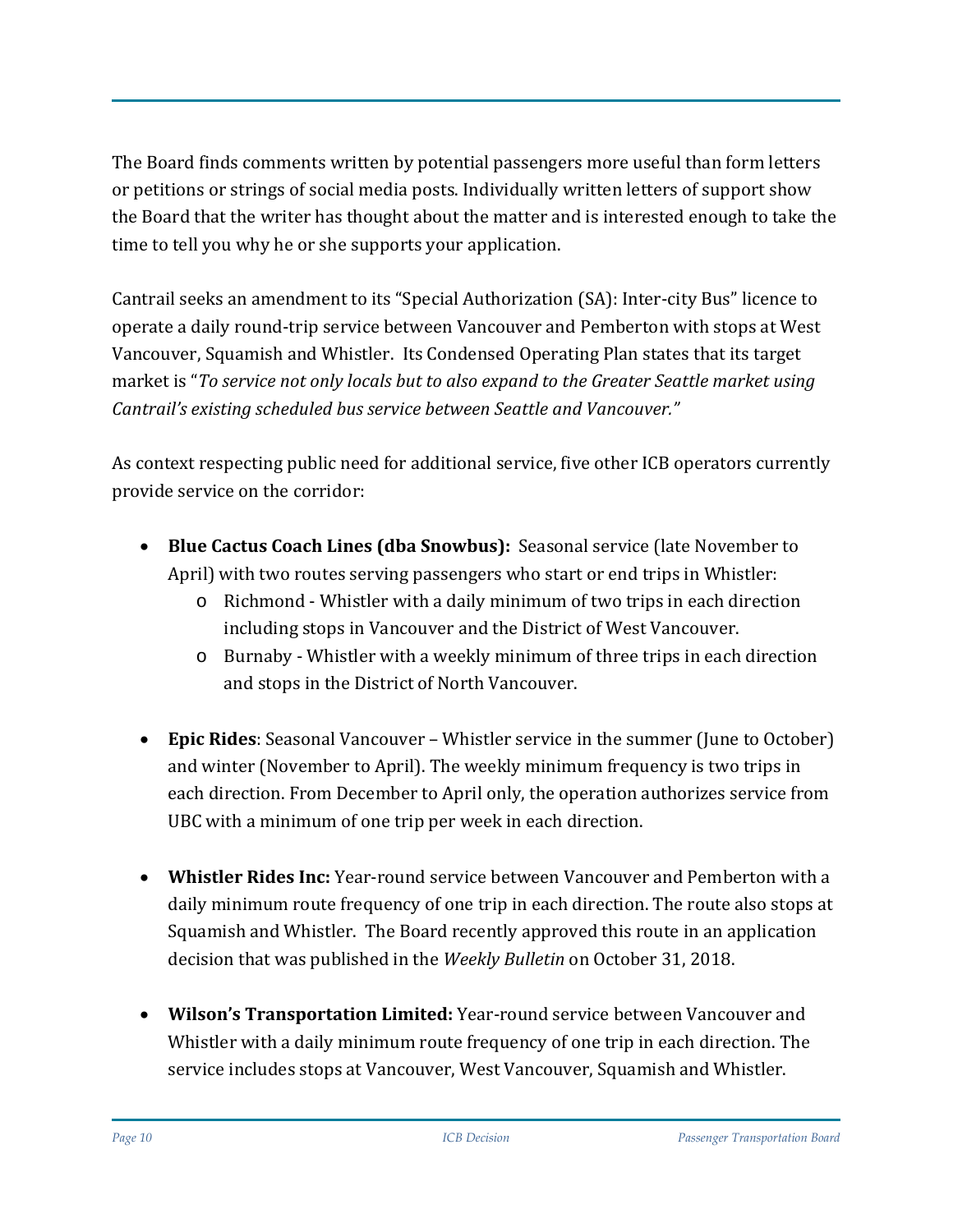The Board finds comments written by potential passengers more useful than form letters or petitions or strings of social media posts. Individually written letters of support show the Board that the writer has thought about the matter and is interested enough to take the time to tell you why he or she supports your application.

Cantrail seeks an amendment to its "Special Authorization (SA): Inter-city Bus" licence to operate a daily round-trip service between Vancouver and Pemberton with stops at West Vancouver, Squamish and Whistler. Its Condensed Operating Plan states that its target market is "*To service not only locals but to also expand to the Greater Seattle market using Cantrail's existing scheduled bus service between Seattle and Vancouver."*

As context respecting public need for additional service, five other ICB operators currently provide service on the corridor:

- **Blue Cactus Coach Lines (dba Snowbus):** Seasonal service (late November to April) with two routes serving passengers who start or end trips in Whistler:
  - Richmond - Whistler with a daily minimum of two trips in each direction including stops in Vancouver and the District of West Vancouver.
  - Burnaby - Whistler with a weekly minimum of three trips in each direction and stops in the District of North Vancouver.

- **Epic Rides**: Seasonal Vancouver – Whistler service in the summer (June to October) and winter (November to April). The weekly minimum frequency is two trips in each direction. From December to April only, the operation authorizes service from UBC with a minimum of one trip per week in each direction.

- **Whistler Rides Inc:** Year-round service between Vancouver and Pemberton with a daily minimum route frequency of one trip in each direction. The route also stops at Squamish and Whistler. The Board recently approved this route in an application decision that was published in the *Weekly Bulletin* on October 31, 2018.

- **Wilson's Transportation Limited:** Year-round service between Vancouver and Whistler with a daily minimum route frequency of one trip in each direction. The service includes stops at Vancouver, West Vancouver, Squamish and Whistler.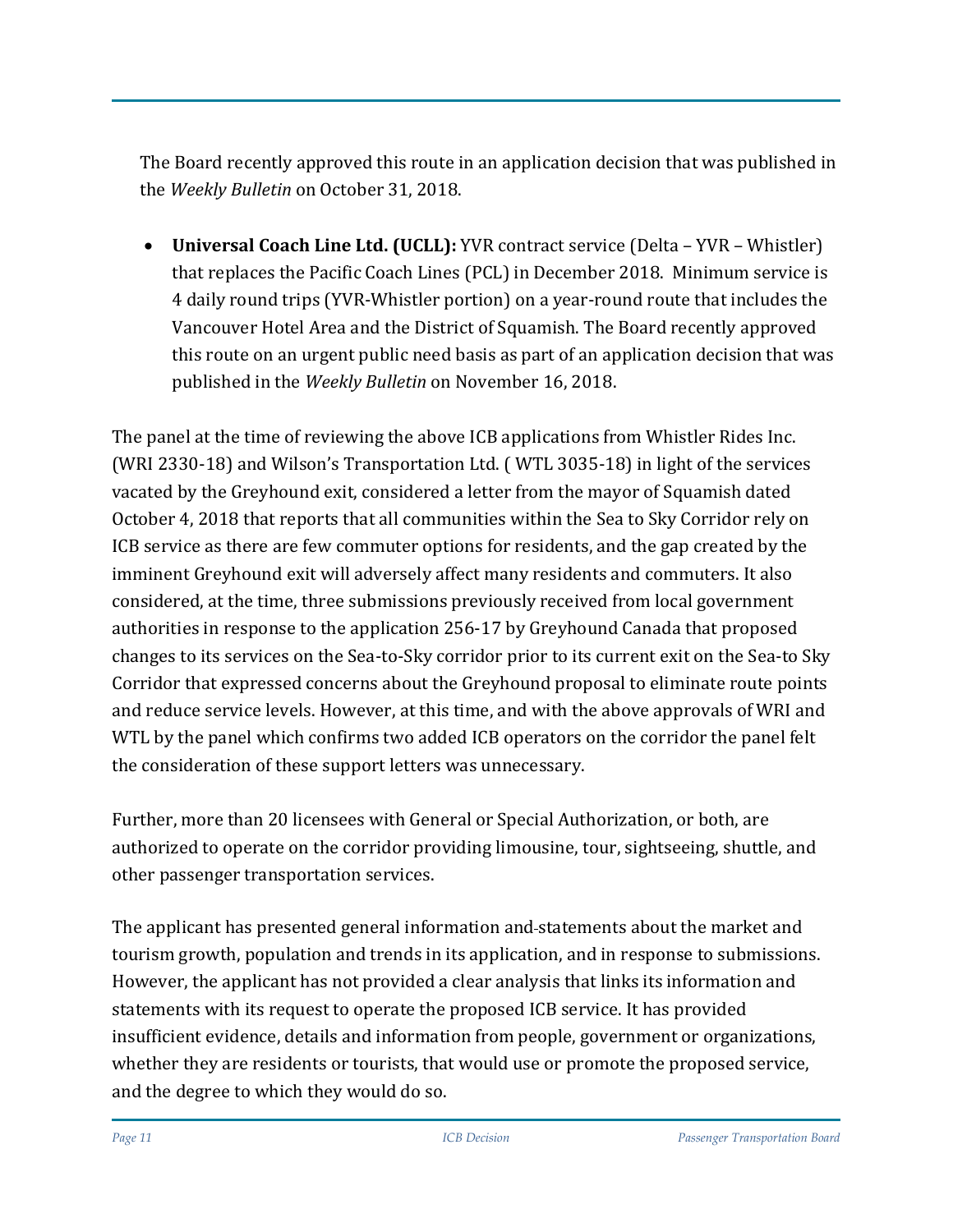The Board recently approved this route in an application decision that was published in the *Weekly Bulletin* on October 31, 2018.

- **Universal Coach Line Ltd. (UCLL):** YVR contract service (Delta – YVR – Whistler) that replaces the Pacific Coach Lines (PCL) in December 2018. Minimum service is 4 daily round trips (YVR-Whistler portion) on a year-round route that includes the Vancouver Hotel Area and the District of Squamish. The Board recently approved this route on an urgent public need basis as part of an application decision that was published in the *Weekly Bulletin* on November 16, 2018.

The panel at the time of reviewing the above ICB applications from Whistler Rides Inc. (WRI 2330-18) and Wilson's Transportation Ltd. ( WTL 3035-18) in light of the services vacated by the Greyhound exit, considered a letter from the mayor of Squamish dated October 4, 2018 that reports that all communities within the Sea to Sky Corridor rely on ICB service as there are few commuter options for residents, and the gap created by the imminent Greyhound exit will adversely affect many residents and commuters. It also considered, at the time, three submissions previously received from local government authorities in response to the application 256-17 by Greyhound Canada that proposed changes to its services on the Sea-to-Sky corridor prior to its current exit on the Sea-to Sky Corridor that expressed concerns about the Greyhound proposal to eliminate route points and reduce service levels. However, at this time, and with the above approvals of WRI and WTL by the panel which confirms two added ICB operators on the corridor the panel felt the consideration of these support letters was unnecessary.

Further, more than 20 licensees with General or Special Authorization, or both, are authorized to operate on the corridor providing limousine, tour, sightseeing, shuttle, and other passenger transportation services.

The applicant has presented general information and statements about the market and tourism growth, population and trends in its application, and in response to submissions. However, the applicant has not provided a clear analysis that links its information and statements with its request to operate the proposed ICB service. It has provided insufficient evidence, details and information from people, government or organizations, whether they are residents or tourists, that would use or promote the proposed service, and the degree to which they would do so.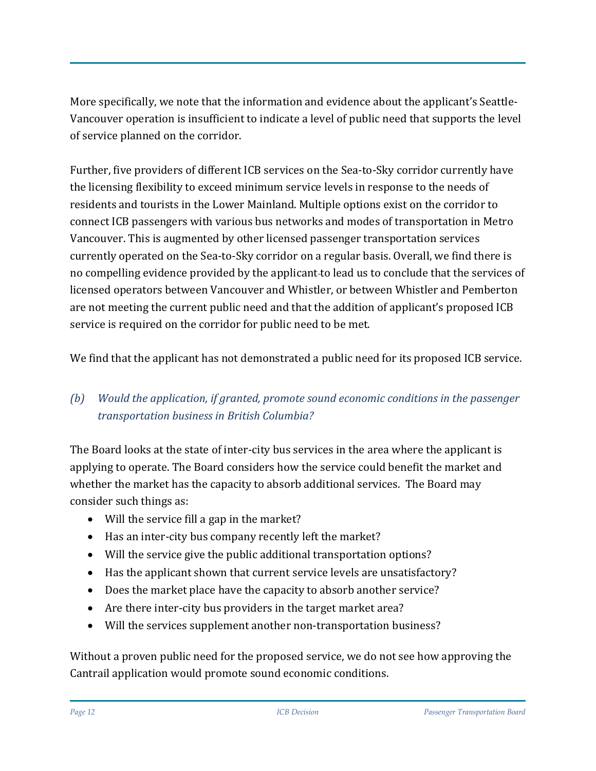More specifically, we note that the information and evidence about the applicant's Seattle-Vancouver operation is insufficient to indicate a level of public need that supports the level of service planned on the corridor.

Further, five providers of different ICB services on the Sea-to-Sky corridor currently have the licensing flexibility to exceed minimum service levels in response to the needs of residents and tourists in the Lower Mainland. Multiple options exist on the corridor to connect ICB passengers with various bus networks and modes of transportation in Metro Vancouver. This is augmented by other licensed passenger transportation services currently operated on the Sea-to-Sky corridor on a regular basis. Overall, we find there is no compelling evidence provided by the applicant to lead us to conclude that the services of licensed operators between Vancouver and Whistler, or between Whistler and Pemberton are not meeting the current public need and that the addition of applicant's proposed ICB service is required on the corridor for public need to be met.

We find that the applicant has not demonstrated a public need for its proposed ICB service.

### *(b) Would the application, if granted, promote sound economic conditions in the passenger transportation business in British Columbia?*

The Board looks at the state of inter-city bus services in the area where the applicant is applying to operate. The Board considers how the service could benefit the market and whether the market has the capacity to absorb additional services. The Board may consider such things as:

- Will the service fill a gap in the market?
- Has an inter-city bus company recently left the market?
- Will the service give the public additional transportation options?
- Has the applicant shown that current service levels are unsatisfactory?
- Does the market place have the capacity to absorb another service?
- Are there inter-city bus providers in the target market area?
- Will the services supplement another non-transportation business?

Without a proven public need for the proposed service, we do not see how approving the Cantrail application would promote sound economic conditions.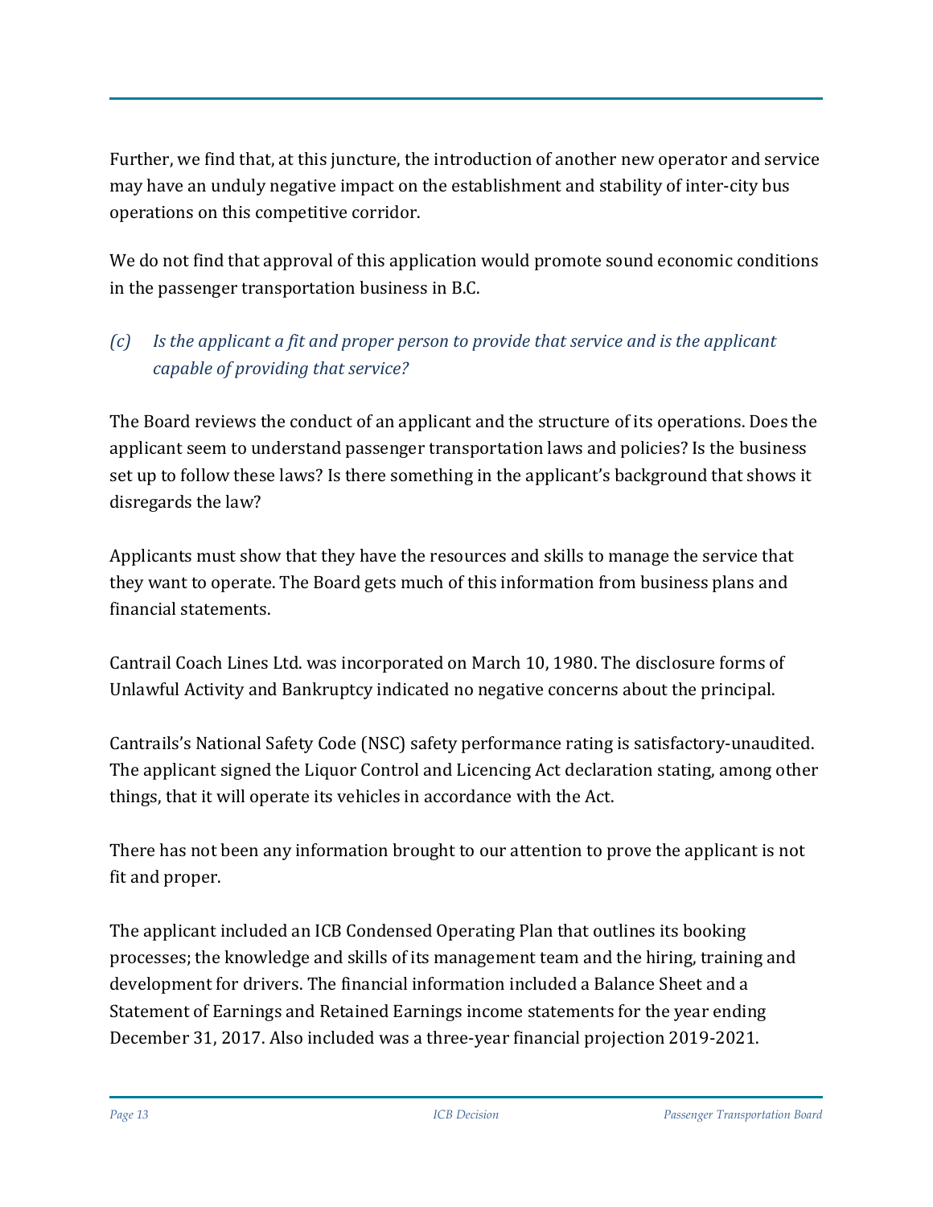Further, we find that, at this juncture, the introduction of another new operator and service may have an unduly negative impact on the establishment and stability of inter-city bus operations on this competitive corridor.

We do not find that approval of this application would promote sound economic conditions in the passenger transportation business in B.C.

### *(c) Is the applicant a fit and proper person to provide that service and is the applicant capable of providing that service?*

The Board reviews the conduct of an applicant and the structure of its operations. Does the applicant seem to understand passenger transportation laws and policies? Is the business set up to follow these laws? Is there something in the applicant's background that shows it disregards the law?

Applicants must show that they have the resources and skills to manage the service that they want to operate. The Board gets much of this information from business plans and financial statements.

Cantrail Coach Lines Ltd. was incorporated on March 10, 1980. The disclosure forms of Unlawful Activity and Bankruptcy indicated no negative concerns about the principal.

Cantrails's National Safety Code (NSC) safety performance rating is satisfactory-unaudited. The applicant signed the Liquor Control and Licencing Act declaration stating, among other things, that it will operate its vehicles in accordance with the Act.

There has not been any information brought to our attention to prove the applicant is not fit and proper.

The applicant included an ICB Condensed Operating Plan that outlines its booking processes; the knowledge and skills of its management team and the hiring, training and development for drivers. The financial information included a Balance Sheet and a Statement of Earnings and Retained Earnings income statements for the year ending December 31, 2017. Also included was a three-year financial projection 2019-2021.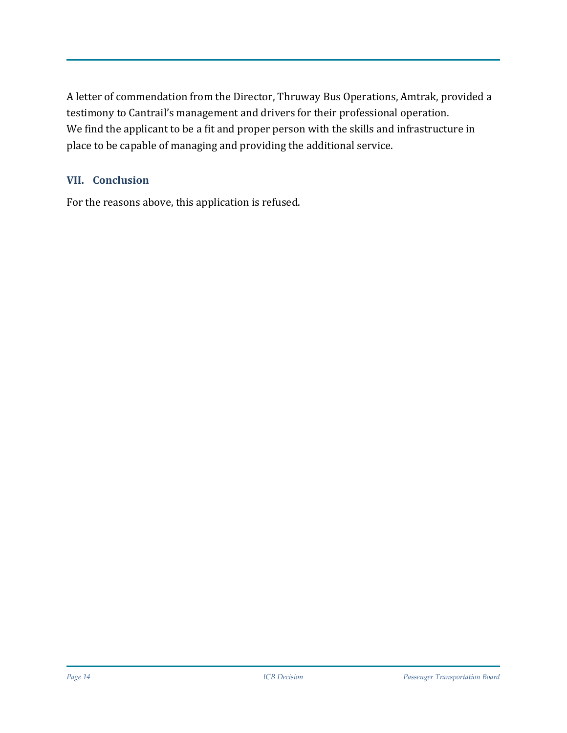A letter of commendation from the Director, Thruway Bus Operations, Amtrak, provided a testimony to Cantrail's management and drivers for their professional operation.
We find the applicant to be a fit and proper person with the skills and infrastructure in place to be capable of managing and providing the additional service.

## VII. Conclusion

For the reasons above, this application is refused.